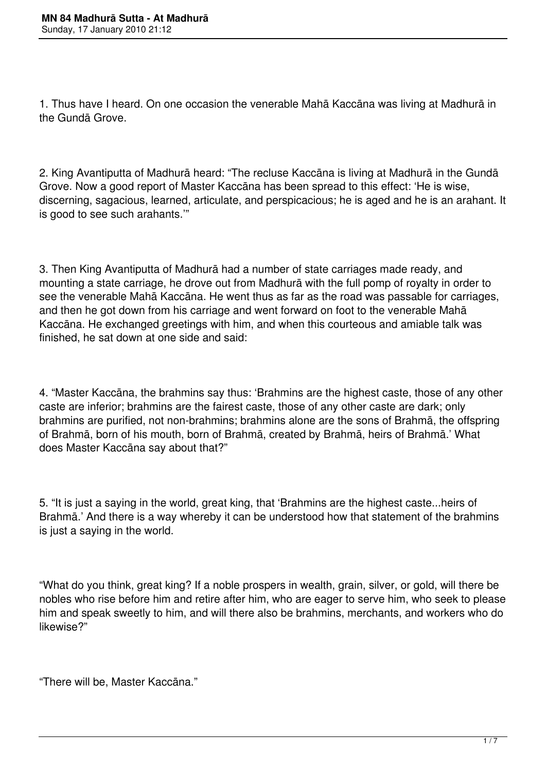# MN 84 Madhurā Sutta - At Madhurā

Sunday, 17 January 2010 21:12

1. Thus have I heard. On one occasion the venerable Mahā Kaccāna was living at Madhurā in the Gundā Grove.

2. King Avantiputta of Madhurā heard: "The recluse Kaccāna is living at Madhurā in the Gundā Grove. Now a good report of Master Kaccāna has been spread to this effect: 'He is wise, discerning, sagacious, learned, articulate, and perspicacious; he is aged and he is an arahant. It is good to see such arahants.'"

3. Then King Avantiputta of Madhurā had a number of state carriages made ready, and mounting a state carriage, he drove out from Madhurā with the full pomp of royalty in order to see the venerable Mahā Kaccāna. He went thus as far as the road was passable for carriages, and then he got down from his carriage and went forward on foot to the venerable Mahā Kaccāna. He exchanged greetings with him, and when this courteous and amiable talk was finished, he sat down at one side and said:

4. "Master Kaccāna, the brahmins say thus: 'Brahmins are the highest caste, those of any other caste are inferior; brahmins are the fairest caste, those of any other caste are dark; only brahmins are purified, not non-brahmins; brahmins alone are the sons of Brahmā, the offspring of Brahmā, born of his mouth, born of Brahmā, created by Brahmā, heirs of Brahmā.' What does Master Kaccāna say about that?"

5. "It is just a saying in the world, great king, that 'Brahmins are the highest caste...heirs of Brahmā.' And there is a way whereby it can be understood how that statement of the brahmins is just a saying in the world.

"What do you think, great king? If a noble prospers in wealth, grain, silver, or gold, will there be nobles who rise before him and retire after him, who are eager to serve him, who seek to please him and speak sweetly to him, and will there also be brahmins, merchants, and workers who do likewise?"

"There will be, Master Kaccāna."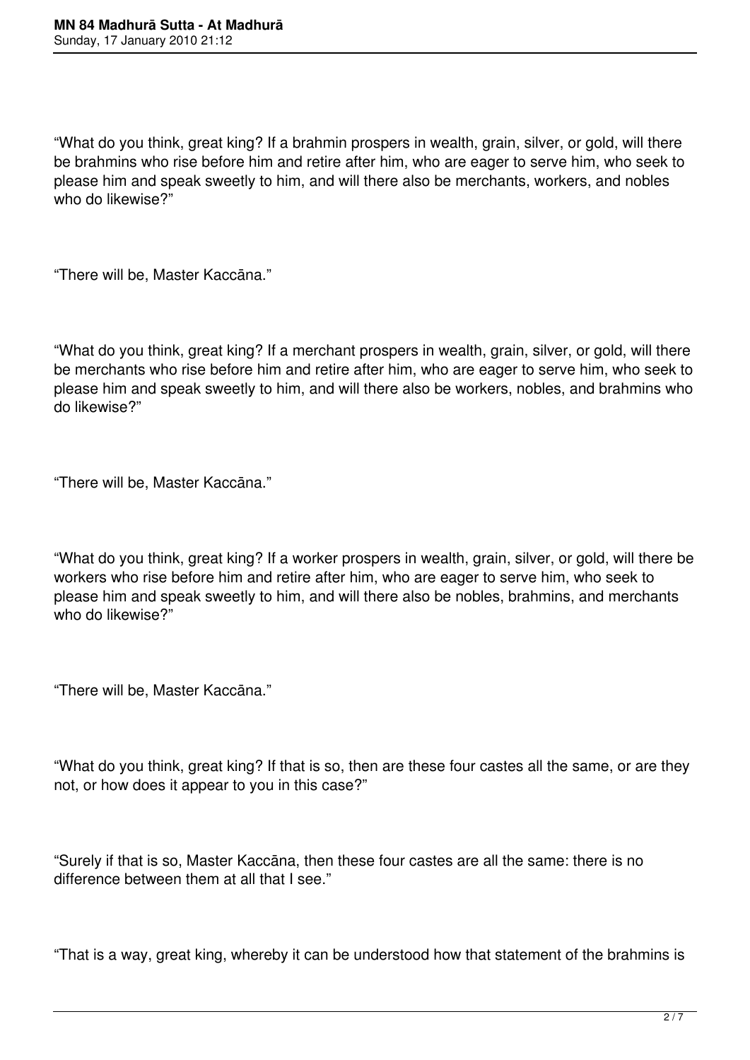“What do you think, great king? If a brahmin prospers in wealth, grain, silver, or gold, will there be brahmins who rise before him and retire after him, who are eager to serve him, who seek to please him and speak sweetly to him, and will there also be merchants, workers, and nobles who do likewise?”

“There will be, Master Kaccāna.”

“What do you think, great king? If a merchant prospers in wealth, grain, silver, or gold, will there be merchants who rise before him and retire after him, who are eager to serve him, who seek to please him and speak sweetly to him, and will there also be workers, nobles, and brahmins who do likewise?”

“There will be, Master Kaccāna.”

“What do you think, great king? If a worker prospers in wealth, grain, silver, or gold, will there be workers who rise before him and retire after him, who are eager to serve him, who seek to please him and speak sweetly to him, and will there also be nobles, brahmins, and merchants who do likewise?”

“There will be, Master Kaccāna.”

“What do you think, great king? If that is so, then are these four castes all the same, or are they not, or how does it appear to you in this case?”

“Surely if that is so, Master Kaccāna, then these four castes are all the same: there is no difference between them at all that I see.”

“That is a way, great king, whereby it can be understood how that statement of the brahmins is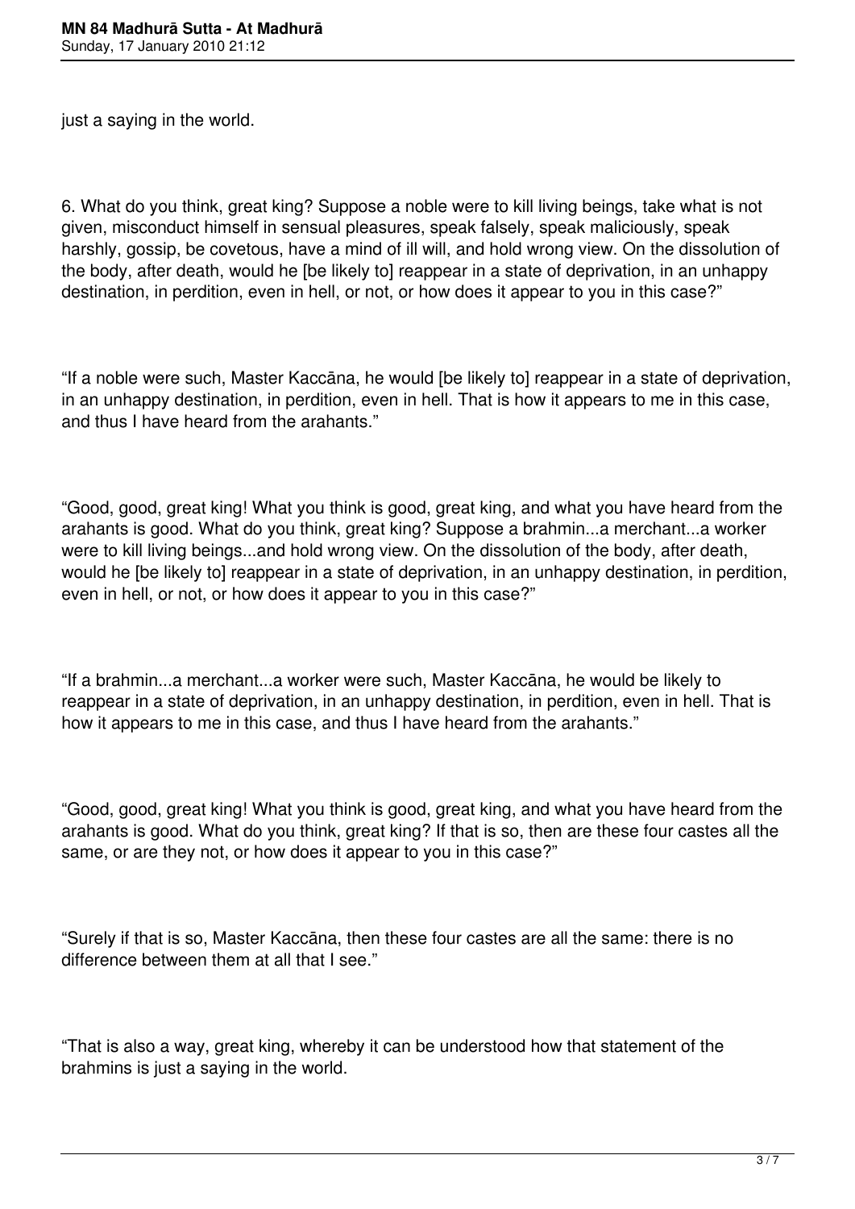just a saying in the world.

6. What do you think, great king? Suppose a noble were to kill living beings, take what is not given, misconduct himself in sensual pleasures, speak falsely, speak maliciously, speak harshly, gossip, be covetous, have a mind of ill will, and hold wrong view. On the dissolution of the body, after death, would he [be likely to] reappear in a state of deprivation, in an unhappy destination, in perdition, even in hell, or not, or how does it appear to you in this case?"

"If a noble were such, Master Kaccāna, he would [be likely to] reappear in a state of deprivation, in an unhappy destination, in perdition, even in hell. That is how it appears to me in this case, and thus I have heard from the arahants."

"Good, good, great king! What you think is good, great king, and what you have heard from the arahants is good. What do you think, great king? Suppose a brahmin...a merchant...a worker were to kill living beings...and hold wrong view. On the dissolution of the body, after death, would he [be likely to] reappear in a state of deprivation, in an unhappy destination, in perdition, even in hell, or not, or how does it appear to you in this case?"

"If a brahmin...a merchant...a worker were such, Master Kaccāna, he would be likely to reappear in a state of deprivation, in an unhappy destination, in perdition, even in hell. That is how it appears to me in this case, and thus I have heard from the arahants."

"Good, good, great king! What you think is good, great king, and what you have heard from the arahants is good. What do you think, great king? If that is so, then are these four castes all the same, or are they not, or how does it appear to you in this case?"

"Surely if that is so, Master Kaccāna, then these four castes are all the same: there is no difference between them at all that I see."

"That is also a way, great king, whereby it can be understood how that statement of the brahmins is just a saying in the world.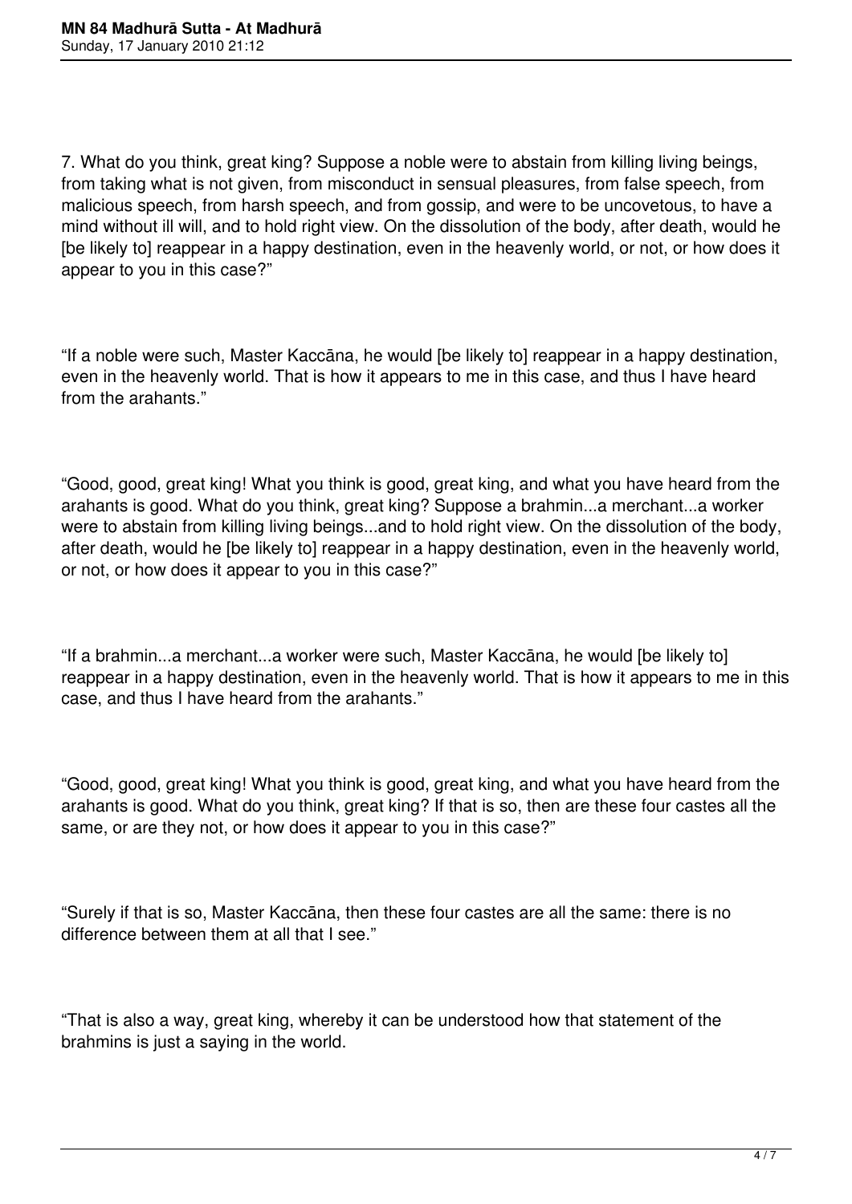7. What do you think, great king? Suppose a noble were to abstain from killing living beings, from taking what is not given, from misconduct in sensual pleasures, from false speech, from malicious speech, from harsh speech, and from gossip, and were to be uncovetous, to have a mind without ill will, and to hold right view. On the dissolution of the body, after death, would he [be likely to] reappear in a happy destination, even in the heavenly world, or not, or how does it appear to you in this case?"

"If a noble were such, Master Kaccāna, he would [be likely to] reappear in a happy destination, even in the heavenly world. That is how it appears to me in this case, and thus I have heard from the arahants."

"Good, good, great king! What you think is good, great king, and what you have heard from the arahants is good. What do you think, great king? Suppose a brahmin...a merchant...a worker were to abstain from killing living beings...and to hold right view. On the dissolution of the body, after death, would he [be likely to] reappear in a happy destination, even in the heavenly world, or not, or how does it appear to you in this case?"

"If a brahmin...a merchant...a worker were such, Master Kaccāna, he would [be likely to] reappear in a happy destination, even in the heavenly world. That is how it appears to me in this case, and thus I have heard from the arahants."

"Good, good, great king! What you think is good, great king, and what you have heard from the arahants is good. What do you think, great king? If that is so, then are these four castes all the same, or are they not, or how does it appear to you in this case?"

"Surely if that is so, Master Kaccāna, then these four castes are all the same: there is no difference between them at all that I see."

"That is also a way, great king, whereby it can be understood how that statement of the brahmins is just a saying in the world.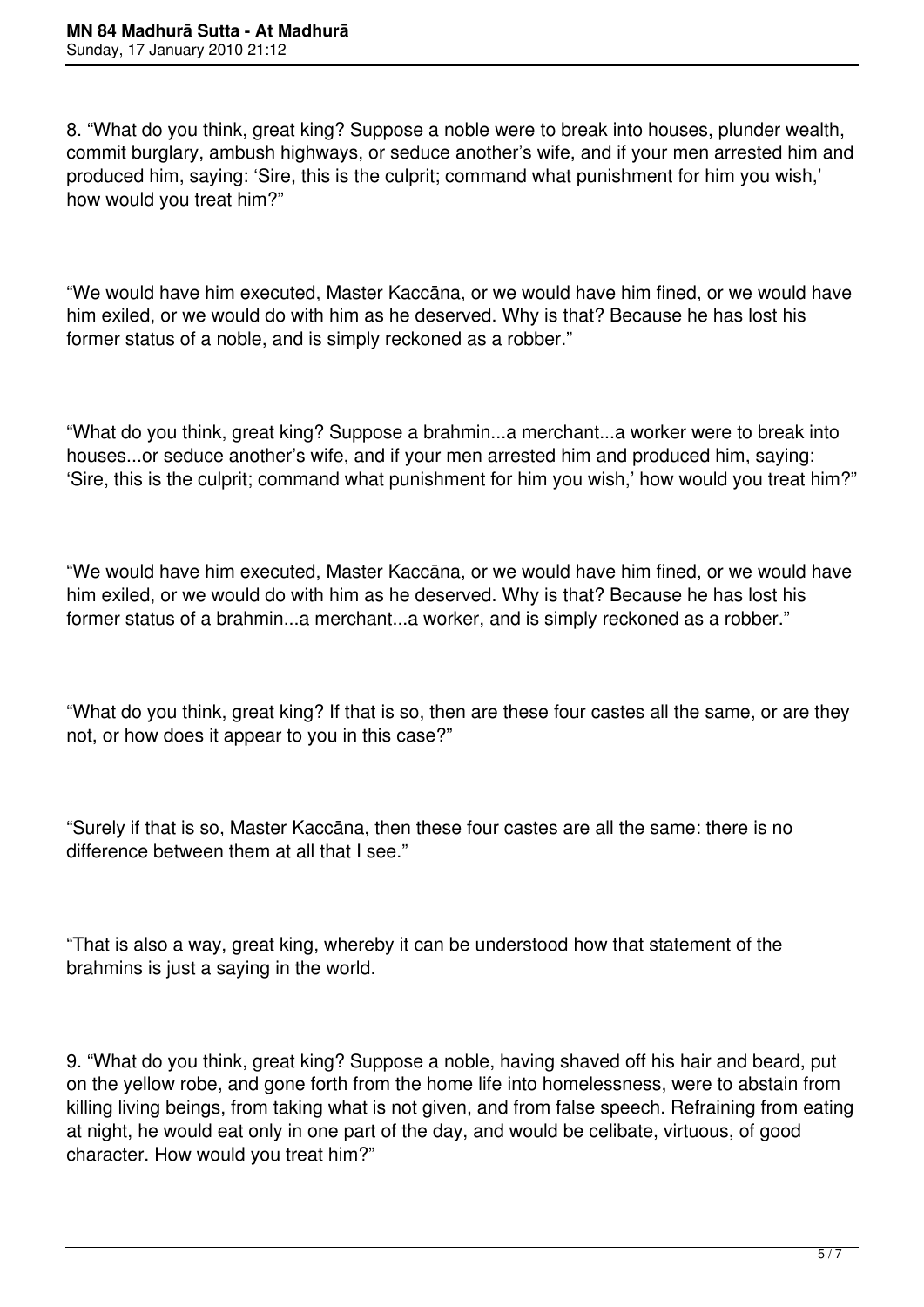8. “What do you think, great king? Suppose a noble were to break into houses, plunder wealth, commit burglary, ambush highways, or seduce another’s wife, and if your men arrested him and produced him, saying: ‘Sire, this is the culprit; command what punishment for him you wish,’ how would you treat him?”

“We would have him executed, Master Kaccāna, or we would have him fined, or we would have him exiled, or we would do with him as he deserved. Why is that? Because he has lost his former status of a noble, and is simply reckoned as a robber.”

“What do you think, great king? Suppose a brahmin...a merchant...a worker were to break into houses...or seduce another’s wife, and if your men arrested him and produced him, saying: ‘Sire, this is the culprit; command what punishment for him you wish,’ how would you treat him?”

“We would have him executed, Master Kaccāna, or we would have him fined, or we would have him exiled, or we would do with him as he deserved. Why is that? Because he has lost his former status of a brahmin...a merchant...a worker, and is simply reckoned as a robber.”

“What do you think, great king? If that is so, then are these four castes all the same, or are they not, or how does it appear to you in this case?”

“Surely if that is so, Master Kaccāna, then these four castes are all the same: there is no difference between them at all that I see.”

“That is also a way, great king, whereby it can be understood how that statement of the brahmins is just a saying in the world.

9. “What do you think, great king? Suppose a noble, having shaved off his hair and beard, put on the yellow robe, and gone forth from the home life into homelessness, were to abstain from killing living beings, from taking what is not given, and from false speech. Refraining from eating at night, he would eat only in one part of the day, and would be celibate, virtuous, of good character. How would you treat him?”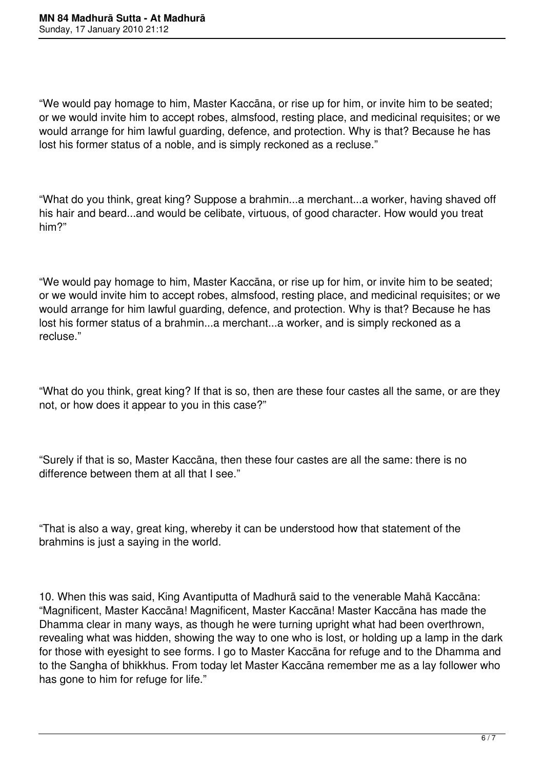“We would pay homage to him, Master Kaccāna, or rise up for him, or invite him to be seated; or we would invite him to accept robes, almsfood, resting place, and medicinal requisites; or we would arrange for him lawful guarding, defence, and protection. Why is that? Because he has lost his former status of a noble, and is simply reckoned as a recluse.”

“What do you think, great king? Suppose a brahmin...a merchant...a worker, having shaved off his hair and beard...and would be celibate, virtuous, of good character. How would you treat him?”

“We would pay homage to him, Master Kaccāna, or rise up for him, or invite him to be seated; or we would invite him to accept robes, almsfood, resting place, and medicinal requisites; or we would arrange for him lawful guarding, defence, and protection. Why is that? Because he has lost his former status of a brahmin...a merchant...a worker, and is simply reckoned as a recluse.”

“What do you think, great king? If that is so, then are these four castes all the same, or are they not, or how does it appear to you in this case?”

“Surely if that is so, Master Kaccāna, then these four castes are all the same: there is no difference between them at all that I see.”

“That is also a way, great king, whereby it can be understood how that statement of the brahmins is just a saying in the world.

10. When this was said, King Avantiputta of Madhurā said to the venerable Mahā Kaccāna: “Magnificent, Master Kaccāna! Magnificent, Master Kaccāna! Master Kaccāna has made the Dhamma clear in many ways, as though he were turning upright what had been overthrown, revealing what was hidden, showing the way to one who is lost, or holding up a lamp in the dark for those with eyesight to see forms. I go to Master Kaccāna for refuge and to the Dhamma and to the Sangha of bhikkhus. From today let Master Kaccāna remember me as a lay follower who has gone to him for refuge for life.”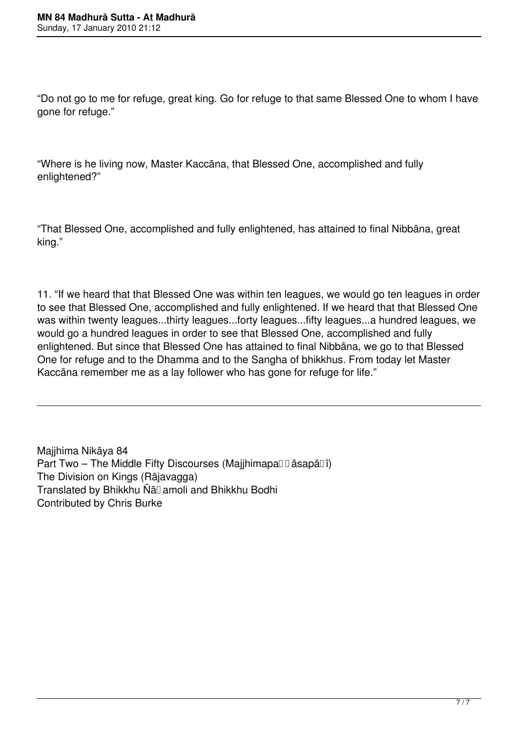"Do not go to me for refuge, great king. Go for refuge to that same Blessed One to whom I have gone for refuge."

"Where is he living now, Master Kaccāna, that Blessed One, accomplished and fully enlightened?"

"That Blessed One, accomplished and fully enlightened, has attained to final Nibbāna, great king."

11. "If we heard that that Blessed One was within ten leagues, we would go ten leagues in order to see that Blessed One, accomplished and fully enlightened. If we heard that that Blessed One was within twenty leagues...thirty leagues...forty leagues...fifty leagues...a hundred leagues, we would go a hundred leagues in order to see that Blessed One, accomplished and fully enlightened. But since that Blessed One has attained to final Nibbāna, we go to that Blessed One for refuge and to the Dhamma and to the Sangha of bhikkhus. From today let Master Kaccāna remember me as a lay follower who has gone for refuge for life."

---

Majjhima Nikāya 84
Part Two – The Middle Fifty Discourses (Majjhimapaṇṇāsapāḷi)
The Division on Kings (Rājavagga)
Translated by Bhikkhu Ñāṇamoli and Bhikkhu Bodhi
Contributed by Chris Burke